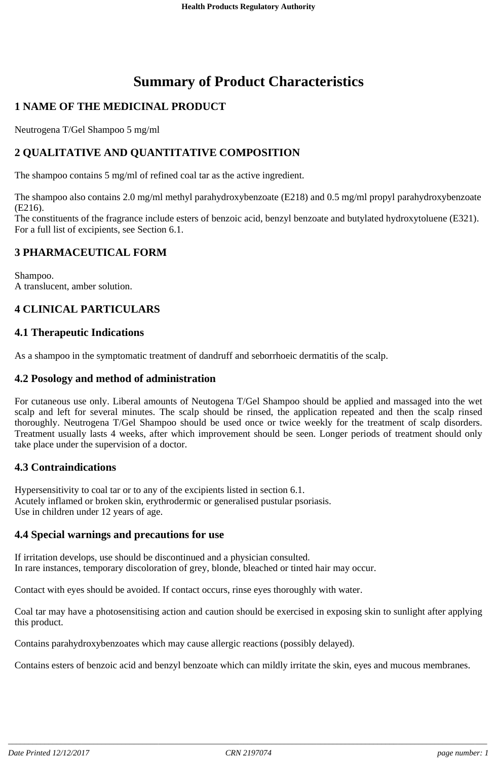# Summary of Product Characteristics

## 1 NAME OF THE MEDICINAL PRODUCT

Neutrogena T/Gel Shampoo 5 mg/ml

## 2 QUALITATIVE AND QUANTITATIVE COMPOSITION

The shampoo contains 5 mg/ml of refined coal tar as the active ingredient.

The shampoo also contains 2.0 mg/ml methyl parahydroxybenzoate (E218) and 0.5 mg/ml propyl parahydroxybenzoate (E216).
The constituents of the fragrance include esters of benzoic acid, benzyl benzoate and butylated hydroxytoluene (E321).
For a full list of excipients, see Section 6.1.

## 3 PHARMACEUTICAL FORM

Shampoo.
A translucent, amber solution.

## 4 CLINICAL PARTICULARS

### 4.1 Therapeutic Indications

As a shampoo in the symptomatic treatment of dandruff and seborrhoeic dermatitis of the scalp.

### 4.2 Posology and method of administration

For cutaneous use only. Liberal amounts of Neutogena T/Gel Shampoo should be applied and massaged into the wet scalp and left for several minutes. The scalp should be rinsed, the application repeated and then the scalp rinsed thoroughly. Neutrogena T/Gel Shampoo should be used once or twice weekly for the treatment of scalp disorders. Treatment usually lasts 4 weeks, after which improvement should be seen. Longer periods of treatment should only take place under the supervision of a doctor.

### 4.3 Contraindications

Hypersensitivity to coal tar or to any of the excipients listed in section 6.1.
Acutely inflamed or broken skin, erythrodermic or generalised pustular psoriasis.
Use in children under 12 years of age.

### 4.4 Special warnings and precautions for use

If irritation develops, use should be discontinued and a physician consulted.
In rare instances, temporary discoloration of grey, blonde, bleached or tinted hair may occur.

Contact with eyes should be avoided. If contact occurs, rinse eyes thoroughly with water.

Coal tar may have a photosensitising action and caution should be exercised in exposing skin to sunlight after applying this product.

Contains parahydroxybenzoates which may cause allergic reactions (possibly delayed).

Contains esters of benzoic acid and benzyl benzoate which can mildly irritate the skin, eyes and mucous membranes.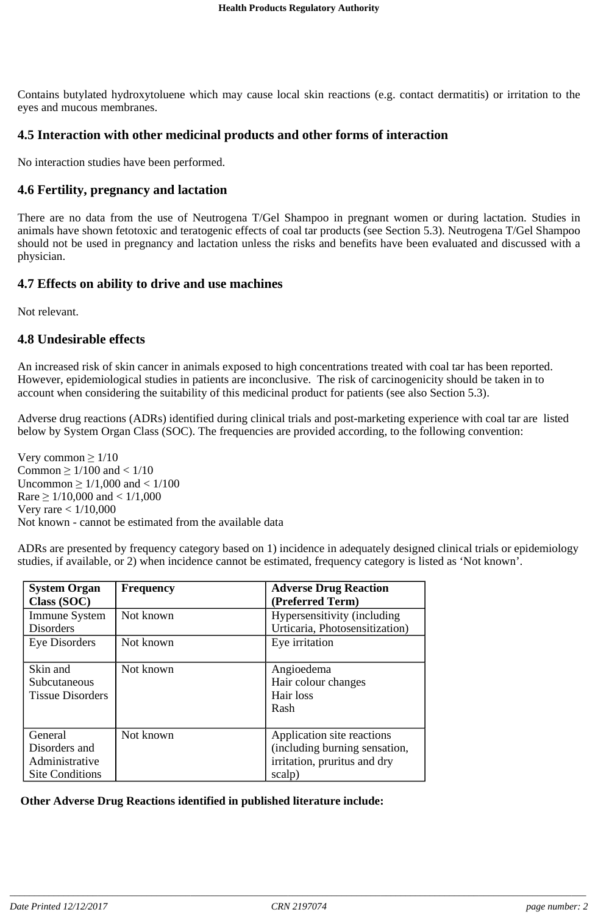Contains butylated hydroxytoluene which may cause local skin reactions (e.g. contact dermatitis) or irritation to the eyes and mucous membranes.

## 4.5 Interaction with other medicinal products and other forms of interaction

No interaction studies have been performed.

## 4.6 Fertility, pregnancy and lactation

There are no data from the use of Neutrogena T/Gel Shampoo in pregnant women or during lactation. Studies in animals have shown fetotoxic and teratogenic effects of coal tar products (see Section 5.3). Neutrogena T/Gel Shampoo should not be used in pregnancy and lactation unless the risks and benefits have been evaluated and discussed with a physician.

## 4.7 Effects on ability to drive and use machines

Not relevant.

## 4.8 Undesirable effects

An increased risk of skin cancer in animals exposed to high concentrations treated with coal tar has been reported. However, epidemiological studies in patients are inconclusive. The risk of carcinogenicity should be taken in to account when considering the suitability of this medicinal product for patients (see also Section 5.3).

Adverse drug reactions (ADRs) identified during clinical trials and post-marketing experience with coal tar are listed below by System Organ Class (SOC). The frequencies are provided according, to the following convention:

Very common ≥ 1/10
Common ≥ 1/100 and < 1/10
Uncommon ≥ 1/1,000 and < 1/100
Rare ≥ 1/10,000 and < 1/1,000
Very rare < 1/10,000
Not known - cannot be estimated from the available data

ADRs are presented by frequency category based on 1) incidence in adequately designed clinical trials or epidemiology studies, if available, or 2) when incidence cannot be estimated, frequency category is listed as 'Not known'.

| System Organ Class (SOC) | Frequency | Adverse Drug Reaction (Preferred Term) |
|---|---|---|
| Immune System Disorders | Not known | Hypersensitivity (including Urticaria, Photosensitization) |
| Eye Disorders | Not known | Eye irritation |
| Skin and Subcutaneous Tissue Disorders | Not known | Angioedema<br>Hair colour changes<br>Hair loss<br>Rash |
| General Disorders and Administrative Site Conditions | Not known | Application site reactions (including burning sensation, irritation, pruritus and dry scalp) |

**Other Adverse Drug Reactions identified in published literature include:**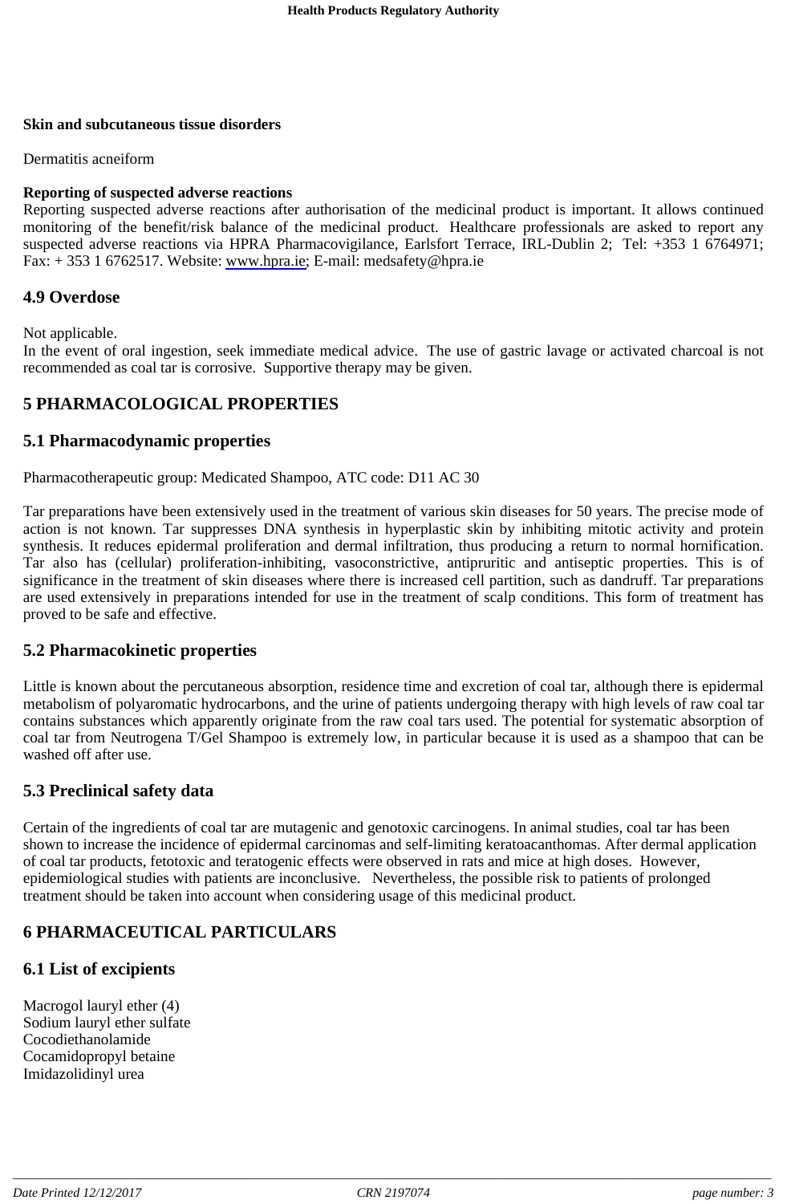**Skin and subcutaneous tissue disorders**

Dermatitis acneiform

**Reporting of suspected adverse reactions**
Reporting suspected adverse reactions after authorisation of the medicinal product is important. It allows continued monitoring of the benefit/risk balance of the medicinal product. Healthcare professionals are asked to report any suspected adverse reactions via HPRA Pharmacovigilance, Earlsfort Terrace, IRL-Dublin 2; Tel: +353 1 6764971; Fax: + 353 1 6762517. Website: www.hpra.ie; E-mail: medsafety@hpra.ie

## 4.9 Overdose

Not applicable.
In the event of oral ingestion, seek immediate medical advice. The use of gastric lavage or activated charcoal is not recommended as coal tar is corrosive. Supportive therapy may be given.

# 5 PHARMACOLOGICAL PROPERTIES

## 5.1 Pharmacodynamic properties

Pharmacotherapeutic group: Medicated Shampoo, ATC code: D11 AC 30

Tar preparations have been extensively used in the treatment of various skin diseases for 50 years. The precise mode of action is not known. Tar suppresses DNA synthesis in hyperplastic skin by inhibiting mitotic activity and protein synthesis. It reduces epidermal proliferation and dermal infiltration, thus producing a return to normal hornification. Tar also has (cellular) proliferation-inhibiting, vasoconstrictive, antipruritic and antiseptic properties. This is of significance in the treatment of skin diseases where there is increased cell partition, such as dandruff. Tar preparations are used extensively in preparations intended for use in the treatment of scalp conditions. This form of treatment has proved to be safe and effective.

## 5.2 Pharmacokinetic properties

Little is known about the percutaneous absorption, residence time and excretion of coal tar, although there is epidermal metabolism of polyaromatic hydrocarbons, and the urine of patients undergoing therapy with high levels of raw coal tar contains substances which apparently originate from the raw coal tars used. The potential for systematic absorption of coal tar from Neutrogena T/Gel Shampoo is extremely low, in particular because it is used as a shampoo that can be washed off after use.

## 5.3 Preclinical safety data

Certain of the ingredients of coal tar are mutagenic and genotoxic carcinogens. In animal studies, coal tar has been shown to increase the incidence of epidermal carcinomas and self-limiting keratoacanthomas. After dermal application of coal tar products, fetotoxic and teratogenic effects were observed in rats and mice at high doses. However, epidemiological studies with patients are inconclusive. Nevertheless, the possible risk to patients of prolonged treatment should be taken into account when considering usage of this medicinal product.

# 6 PHARMACEUTICAL PARTICULARS

## 6.1 List of excipients

Macrogol lauryl ether (4)
Sodium lauryl ether sulfate
Cocodiethanolamide
Cocamidopropyl betaine
Imidazolidinyl urea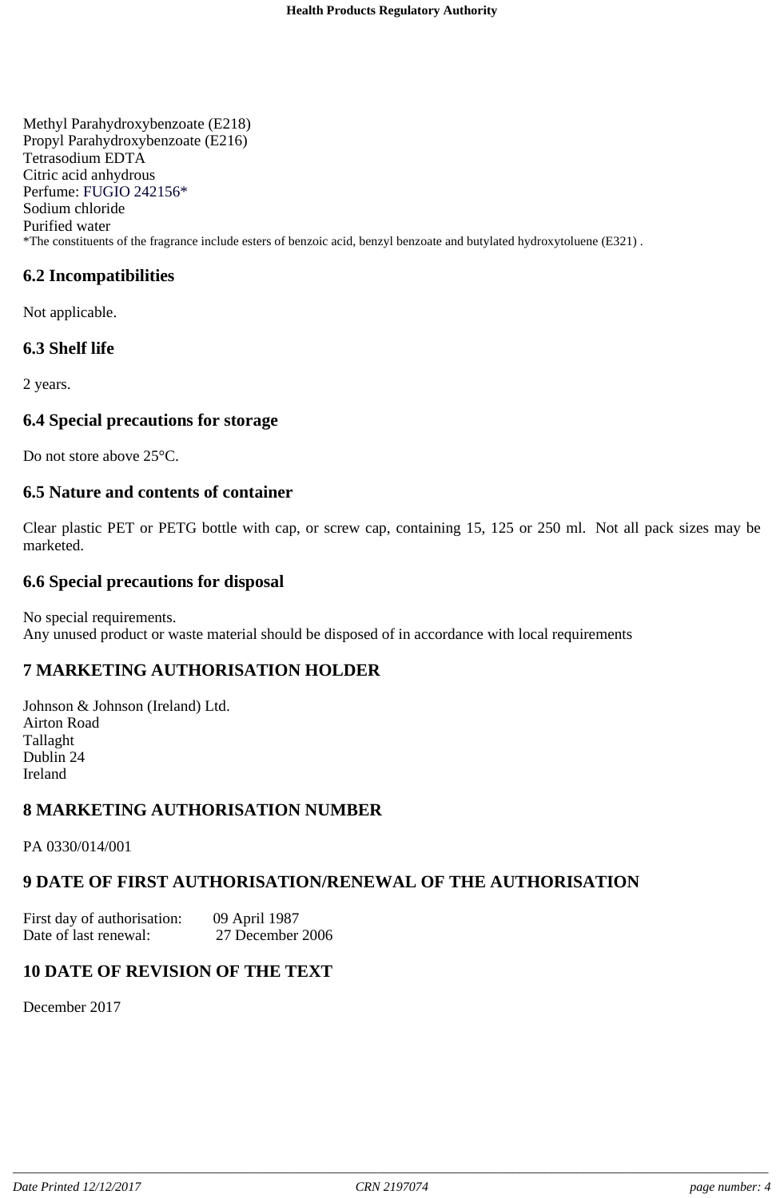Methyl Parahydroxybenzoate (E218)
Propyl Parahydroxybenzoate (E216)
Tetrasodium EDTA
Citric acid anhydrous
Perfume: FUGIO 242156*
Sodium chloride
Purified water
*The constituents of the fragrance include esters of benzoic acid, benzyl benzoate and butylated hydroxytoluene (E321) .

## 6.2 Incompatibilities

Not applicable.

## 6.3 Shelf life

2 years.

## 6.4 Special precautions for storage

Do not store above 25°C.

## 6.5 Nature and contents of container

Clear plastic PET or PETG bottle with cap, or screw cap, containing 15, 125 or 250 ml. Not all pack sizes may be marketed.

## 6.6 Special precautions for disposal

No special requirements.
Any unused product or waste material should be disposed of in accordance with local requirements

# 7 MARKETING AUTHORISATION HOLDER

Johnson & Johnson (Ireland) Ltd.
Airton Road
Tallaght
Dublin 24
Ireland

# 8 MARKETING AUTHORISATION NUMBER

PA 0330/014/001

# 9 DATE OF FIRST AUTHORISATION/RENEWAL OF THE AUTHORISATION

First day of authorisation: 09 April 1987
Date of last renewal: 27 December 2006

# 10 DATE OF REVISION OF THE TEXT

December 2017